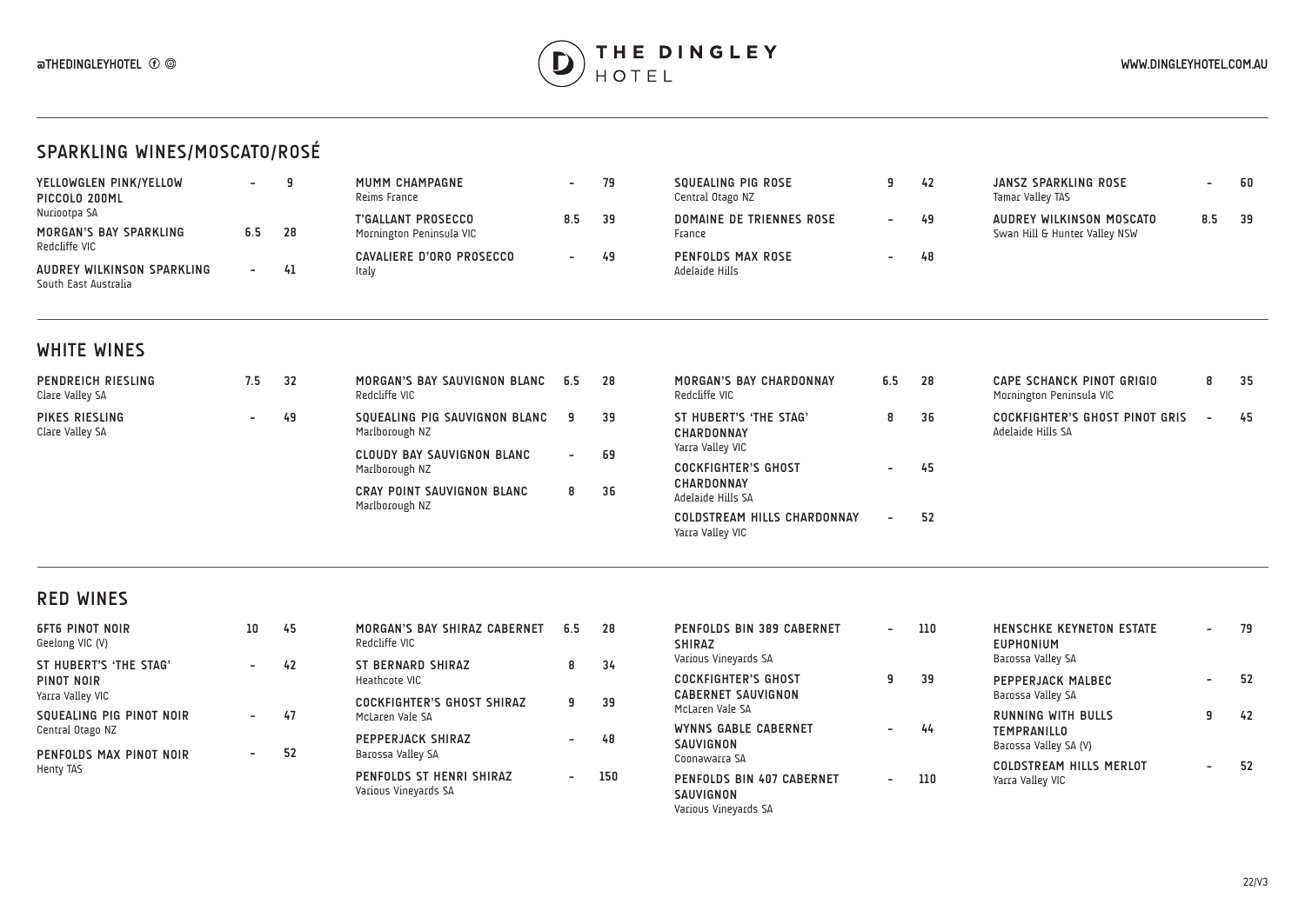# THE DINGLEY HOTEL

@THEDINGLEYHOTEL

WWW.DINGLEYHOTEL.COM.AU

## SPARKLING WINES/MOSCATO/ROSÉ

| Wine | Glass | Bottle |
|---|---|---|
| **YELLOWGLEN PINK/YELLOW PICCOLO 200ML** Nuriootpa SA | - | 9 |
| **MORGAN'S BAY SPARKLING** Redcliffe VIC | 6.5 | 28 |
| **AUDREY WILKINSON SPARKLING** South East Australia | - | 41 |
| **MUMM CHAMPAGNE** Reims France | - | 79 |
| **T'GALLANT PROSECCO** Mornington Peninsula VIC | 8.5 | 39 |
| **CAVALIERE D'ORO PROSECCO** Italy | - | 49 |
| **SQUEALING PIG ROSE** Central Otago NZ | 9 | 42 |
| **DOMAINE DE TRIENNES ROSE** France | - | 49 |
| **PENFOLDS MAX ROSE** Adelaide Hills | - | 48 |
| **JANSZ SPARKLING ROSE** Tamar Valley TAS | - | 60 |
| **AUDREY WILKINSON MOSCATO** Swan Hill & Hunter Valley NSW | 8.5 | 39 |

## WHITE WINES

| Wine | Glass | Bottle |
|---|---|---|
| **PENDREICH RIESLING** Clare Valley SA | 7.5 | 32 |
| **PIKES RIESLING** Clare Valley SA | - | 49 |
| **MORGAN'S BAY SAUVIGNON BLANC** Redcliffe VIC | 6.5 | 28 |
| **SQUEALING PIG SAUVIGNON BLANC** Marlborough NZ | 9 | 39 |
| **CLOUDY BAY SAUVIGNON BLANC** Marlborough NZ | - | 69 |
| **CRAY POINT SAUVIGNON BLANC** Marlborough NZ | 8 | 36 |
| **MORGAN'S BAY CHARDONNAY** Redcliffe VIC | 6.5 | 28 |
| **ST HUBERT'S 'THE STAG' CHARDONNAY** Yarra Valley VIC | 8 | 36 |
| **COCKFIGHTER'S GHOST CHARDONNAY** Adelaide Hills SA | - | 45 |
| **COLDSTREAM HILLS CHARDONNAY** Yarra Valley VIC | - | 52 |
| **CAPE SCHANCK PINOT GRIGIO** Mornington Peninsula VIC | 8 | 35 |
| **COCKFIGHTER'S GHOST PINOT GRIS** Adelaide Hills SA | - | 45 |

## RED WINES

| Wine | Glass | Bottle |
|---|---|---|
| **6FT6 PINOT NOIR** Geelong VIC (V) | 10 | 45 |
| **ST HUBERT'S 'THE STAG' PINOT NOIR** Yarra Valley VIC | - | 42 |
| **SQUEALING PIG PINOT NOIR** Central Otago NZ | - | 47 |
| **PENFOLDS MAX PINOT NOIR** Henty TAS | - | 52 |
| **MORGAN'S BAY SHIRAZ CABERNET** Redcliffe VIC | 6.5 | 28 |
| **ST BERNARD SHIRAZ** Heathcote VIC | 8 | 34 |
| **COCKFIGHTER'S GHOST SHIRAZ** McLaren Vale SA | 9 | 39 |
| **PEPPERJACK SHIRAZ** Barossa Valley SA | - | 48 |
| **PENFOLDS ST HENRI SHIRAZ** Various Vineyards SA | - | 150 |
| **PENFOLDS BIN 389 CABERNET SHIRAZ** Various Vineyards SA | - | 110 |
| **COCKFIGHTER'S GHOST CABERNET SAUVIGNON** McLaren Vale SA | 9 | 39 |
| **WYNNS GABLE CABERNET SAUVIGNON** Coonawarra SA | - | 44 |
| **PENFOLDS BIN 407 CABERNET SAUVIGNON** Various Vineyards SA | - | 110 |
| **HENSCHKE KEYNETON ESTATE EUPHONIUM** Barossa Valley SA | - | 79 |
| **PEPPERJACK MALBEC** Barossa Valley SA | - | 52 |
| **RUNNING WITH BULLS TEMPRANILLO** Barossa Valley SA (V) | 9 | 42 |
| **COLDSTREAM HILLS MERLOT** Yarra Valley VIC | - | 52 |

22/V3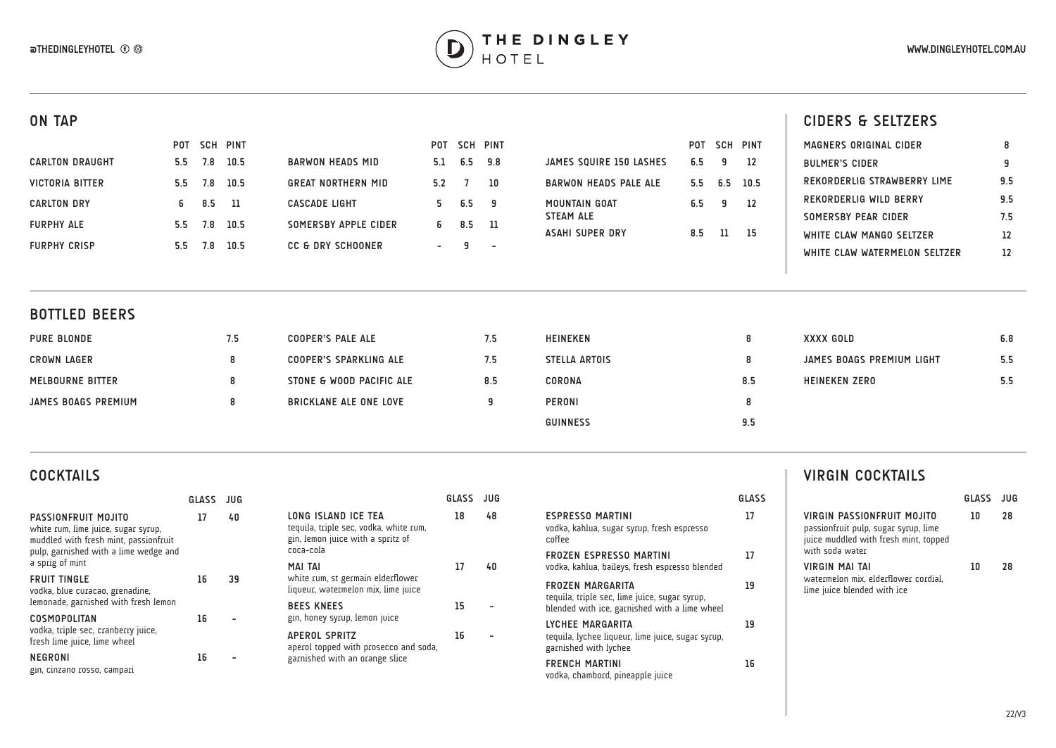@THEDINGLEYHOTEL

# THE DINGLEY HOTEL

WWW.DINGLEYHOTEL.COM.AU

## ON TAP

| | POT | SCH | PINT |
|---|---|---|---|
| CARLTON DRAUGHT | 5.5 | 7.8 | 10.5 |
| VICTORIA BITTER | 5.5 | 7.8 | 10.5 |
| CARLTON DRY | 6 | 8.5 | 11 |
| FURPHY ALE | 5.5 | 7.8 | 10.5 |
| FURPHY CRISP | 5.5 | 7.8 | 10.5 |
| BARWON HEADS MID | 5.1 | 6.5 | 9.8 |
| GREAT NORTHERN MID | 5.2 | 7 | 10 |
| CASCADE LIGHT | 5 | 6.5 | 9 |
| SOMERSBY APPLE CIDER | 6 | 8.5 | 11 |
| CC & DRY SCHOONER | - | 9 | - |
| JAMES SQUIRE 150 LASHES | 6.5 | 9 | 12 |
| BARWON HEADS PALE ALE | 5.5 | 6.5 | 10.5 |
| MOUNTAIN GOAT STEAM ALE | 6.5 | 9 | 12 |
| ASAHI SUPER DRY | 8.5 | 11 | 15 |

## CIDERS & SELTZERS

| | |
|---|---|
| MAGNERS ORIGINAL CIDER | 8 |
| BULMER'S CIDER | 9 |
| REKORDERLIG STRAWBERRY LIME | 9.5 |
| REKORDERLIG WILD BERRY | 9.5 |
| SOMERSBY PEAR CIDER | 7.5 |
| WHITE CLAW MANGO SELTZER | 12 |
| WHITE CLAW WATERMELON SELTZER | 12 |

## BOTTLED BEERS

| | |
|---|---|
| PURE BLONDE | 7.5 |
| CROWN LAGER | 8 |
| MELBOURNE BITTER | 8 |
| JAMES BOAGS PREMIUM | 8 |
| COOPER'S PALE ALE | 7.5 |
| COOPER'S SPARKLING ALE | 7.5 |
| STONE & WOOD PACIFIC ALE | 8.5 |
| BRICKLANE ALE ONE LOVE | 9 |
| HEINEKEN | 8 |
| STELLA ARTOIS | 8 |
| CORONA | 8.5 |
| PERONI | 8 |
| GUINNESS | 9.5 |
| XXXX GOLD | 6.8 |
| JAMES BOAGS PREMIUM LIGHT | 5.5 |
| HEINEKEN ZERO | 5.5 |

## COCKTAILS

| | GLASS | JUG |
|---|---|---|
| **PASSIONFRUIT MOJITO** white rum, lime juice, sugar syrup, muddled with fresh mint, passionfruit pulp, garnished with a lime wedge and a sprig of mint | 17 | 40 |
| **FRUIT TINGLE** vodka, blue curacao, grenadine, lemonade, garnished with fresh lemon | 16 | 39 |
| **COSMOPOLITAN** vodka, triple sec, cranberry juice, fresh lime juice, lime wheel | 16 | - |
| **NEGRONI** gin, cinzano rosso, campari | 16 | - |
| **LONG ISLAND ICE TEA** tequila, triple sec, vodka, white rum, gin, lemon juice with a spritz of coca-cola | 18 | 48 |
| **MAI TAI** white rum, st germain elderflower liqueur, watermelon mix, lime juice | 17 | 40 |
| **BEES KNEES** gin, honey syrup, lemon juice | 15 | - |
| **APEROL SPRITZ** aperol topped with prosecco and soda, garnished with an orange slice | 16 | - |
| **ESPRESSO MARTINI** vodka, kahlua, sugar syrup, fresh espresso coffee | 17 | |
| **FROZEN ESPRESSO MARTINI** vodka, kahlua, baileys, fresh espresso blended | 17 | |
| **FROZEN MARGARITA** tequila, triple sec, lime juice, sugar syrup, blended with ice, garnished with a lime wheel | 19 | |
| **LYCHEE MARGARITA** tequila, lychee liqueur, lime juice, sugar syrup, garnished with lychee | 19 | |
| **FRENCH MARTINI** vodka, chambord, pineapple juice | 16 | |

## VIRGIN COCKTAILS

| | GLASS | JUG |
|---|---|---|
| **VIRGIN PASSIONFRUIT MOJITO** passionfruit pulp, sugar syrup, lime juice muddled with fresh mint, topped with soda water | 10 | 28 |
| **VIRGIN MAI TAI** watermelon mix, elderflower cordial, lime juice blended with ice | 10 | 28 |

22/V3